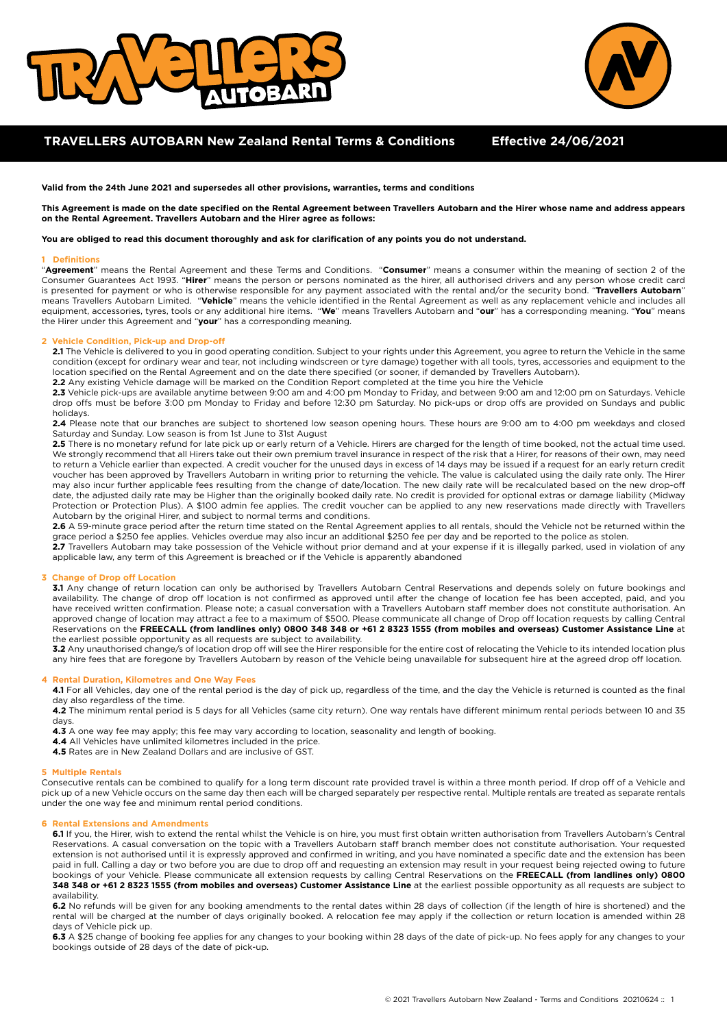# TRAVELLERS AUTOBARN New Zealand Rental Terms & Conditions Effective 24/06/2021

**Valid from the 24th June 2021 and supersedes all other provisions, warranties, terms and conditions**

**This Agreement is made on the date specified on the Rental Agreement between Travellers Autobarn and the Hirer whose name and address appears on the Rental Agreement. Travellers Autobarn and the Hirer agree as follows:**

**You are obliged to read this document thoroughly and ask for clarification of any points you do not understand.**

## 1 Definitions

"**Agreement**" means the Rental Agreement and these Terms and Conditions. "**Consumer**" means a consumer within the meaning of section 2 of the Consumer Guarantees Act 1993. "**Hirer**" means the person or persons nominated as the hirer, all authorised drivers and any person whose credit card is presented for payment or who is otherwise responsible for any payment associated with the rental and/or the security bond. "**Travellers Autobarn**" means Travellers Autobarn Limited. "**Vehicle**" means the vehicle identified in the Rental Agreement as well as any replacement vehicle and includes all equipment, accessories, tyres, tools or any additional hire items. "**We**" means Travellers Autobarn and "**our**" has a corresponding meaning. "**You**" means the Hirer under this Agreement and "**your**" has a corresponding meaning.

## 2 Vehicle Condition, Pick-up and Drop-off

**2.1** The Vehicle is delivered to you in good operating condition. Subject to your rights under this Agreement, you agree to return the Vehicle in the same condition (except for ordinary wear and tear, not including windscreen or tyre damage) together with all tools, tyres, accessories and equipment to the location specified on the Rental Agreement and on the date there specified (or sooner, if demanded by Travellers Autobarn).

**2.2** Any existing Vehicle damage will be marked on the Condition Report completed at the time you hire the Vehicle

**2.3** Vehicle pick-ups are available anytime between 9:00 am and 4:00 pm Monday to Friday, and between 9:00 am and 12:00 pm on Saturdays. Vehicle drop offs must be before 3:00 pm Monday to Friday and before 12:30 pm Saturday. No pick-ups or drop offs are provided on Sundays and public holidays.

**2.4** Please note that our branches are subject to shortened low season opening hours. These hours are 9:00 am to 4:00 pm weekdays and closed Saturday and Sunday. Low season is from 1st June to 31st August

**2.5** There is no monetary refund for late pick up or early return of a Vehicle. Hirers are charged for the length of time booked, not the actual time used. We strongly recommend that all Hirers take out their own premium travel insurance in respect of the risk that a Hirer, for reasons of their own, may need to return a Vehicle earlier than expected. A credit voucher for the unused days in excess of 14 days may be issued if a request for an early return credit voucher has been approved by Travellers Autobarn in writing prior to returning the vehicle. The value is calculated using the daily rate only. The Hirer may also incur further applicable fees resulting from the change of date/location. The new daily rate will be recalculated based on the new drop-off date, the adjusted daily rate may be Higher than the originally booked daily rate. No credit is provided for optional extras or damage liability (Midway Protection or Protection Plus). A $100 admin fee applies. The credit voucher can be applied to any new reservations made directly with Travellers Autobarn by the original Hirer, and subject to normal terms and conditions.

**2.6** A 59-minute grace period after the return time stated on the Rental Agreement applies to all rentals, should the Vehicle not be returned within the grace period a $250 fee applies. Vehicles overdue may also incur an additional $250 fee per day and be reported to the police as stolen.

**2.7** Travellers Autobarn may take possession of the Vehicle without prior demand and at your expense if it is illegally parked, used in violation of any applicable law, any term of this Agreement is breached or if the Vehicle is apparently abandoned

## 3 Change of Drop off Location

**3.1** Any change of return location can only be authorised by Travellers Autobarn Central Reservations and depends solely on future bookings and availability. The change of drop off location is not confirmed as approved until after the change of location fee has been accepted, paid, and you have received written confirmation. Please note; a casual conversation with a Travellers Autobarn staff member does not constitute authorisation. An approved change of location may attract a fee to a maximum of $500. Please communicate all change of Drop off location requests by calling Central Reservations on the **FREECALL (from landlines only) 0800 348 348 or +61 2 8323 1555 (from mobiles and overseas) Customer Assistance Line** at the earliest possible opportunity as all requests are subject to availability.

**3.2** Any unauthorised change/s of location drop off will see the Hirer responsible for the entire cost of relocating the Vehicle to its intended location plus any hire fees that are foregone by Travellers Autobarn by reason of the Vehicle being unavailable for subsequent hire at the agreed drop off location.

## 4 Rental Duration, Kilometres and One Way Fees

**4.1** For all Vehicles, day one of the rental period is the day of pick up, regardless of the time, and the day the Vehicle is returned is counted as the final day also regardless of the time.

**4.2** The minimum rental period is 5 days for all Vehicles (same city return). One way rentals have different minimum rental periods between 10 and 35 days.

**4.3** A one way fee may apply; this fee may vary according to location, seasonality and length of booking.

**4.4** All Vehicles have unlimited kilometres included in the price.

**4.5** Rates are in New Zealand Dollars and are inclusive of GST.

## 5 Multiple Rentals

Consecutive rentals can be combined to qualify for a long term discount rate provided travel is within a three month period. If drop off of a Vehicle and pick up of a new Vehicle occurs on the same day then each will be charged separately per respective rental. Multiple rentals are treated as separate rentals under the one way fee and minimum rental period conditions.

## 6 Rental Extensions and Amendments

**6.1** If you, the Hirer, wish to extend the rental whilst the Vehicle is on hire, you must first obtain written authorisation from Travellers Autobarn's Central Reservations. A casual conversation on the topic with a Travellers Autobarn staff branch member does not constitute authorisation. Your requested extension is not authorised until it is expressly approved and confirmed in writing, and you have nominated a specific date and the extension has been paid in full. Calling a day or two before you are due to drop off and requesting an extension may result in your request being rejected owing to future bookings of your Vehicle. Please communicate all extension requests by calling Central Reservations on the **FREECALL (from landlines only) 0800 348 348 or +61 2 8323 1555 (from mobiles and overseas) Customer Assistance Line** at the earliest possible opportunity as all requests are subject to availability.

**6.2** No refunds will be given for any booking amendments to the rental dates within 28 days of collection (if the length of hire is shortened) and the rental will be charged at the number of days originally booked. A relocation fee may apply if the collection or return location is amended within 28 days of Vehicle pick up.

**6.3** A $25 change of booking fee applies for any changes to your booking within 28 days of the date of pick-up. No fees apply for any changes to your bookings outside of 28 days of the date of pick-up.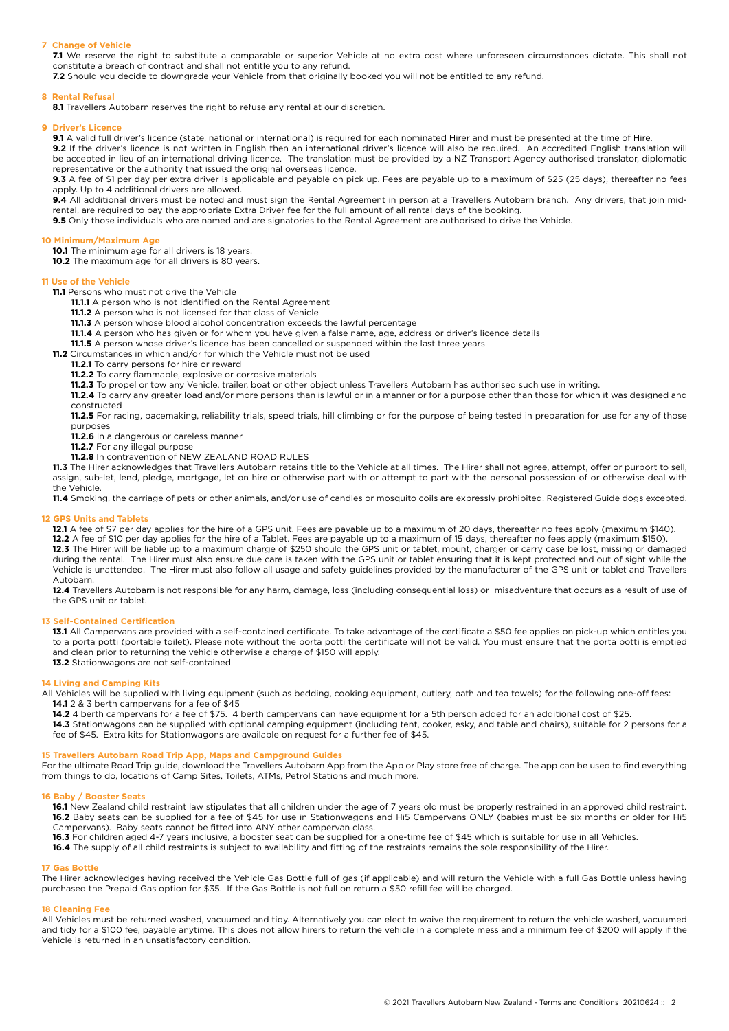## 7 Change of Vehicle

**7.1** We reserve the right to substitute a comparable or superior Vehicle at no extra cost where unforeseen circumstances dictate. This shall not constitute a breach of contract and shall not entitle you to any refund.

**7.2** Should you decide to downgrade your Vehicle from that originally booked you will not be entitled to any refund.

## 8 Rental Refusal

**8.1** Travellers Autobarn reserves the right to refuse any rental at our discretion.

## 9 Driver's Licence

**9.1** A valid full driver's licence (state, national or international) is required for each nominated Hirer and must be presented at the time of Hire.

**9.2** If the driver's licence is not written in English then an international driver's licence will also be required. An accredited English translation will be accepted in lieu of an international driving licence. The translation must be provided by a NZ Transport Agency authorised translator, diplomatic representative or the authority that issued the original overseas licence.

**9.3** A fee of $1 per day per extra driver is applicable and payable on pick up. Fees are payable up to a maximum of $25 (25 days), thereafter no fees apply. Up to 4 additional drivers are allowed.

**9.4** All additional drivers must be noted and must sign the Rental Agreement in person at a Travellers Autobarn branch. Any drivers, that join mid-rental, are required to pay the appropriate Extra Driver fee for the full amount of all rental days of the booking.

**9.5** Only those individuals who are named and are signatories to the Rental Agreement are authorised to drive the Vehicle.

## 10 Minimum/Maximum Age

**10.1** The minimum age for all drivers is 18 years.

**10.2** The maximum age for all drivers is 80 years.

## 11 Use of the Vehicle

**11.1** Persons who must not drive the Vehicle

- **11.1.1** A person who is not identified on the Rental Agreement
- **11.1.2** A person who is not licensed for that class of Vehicle
- **11.1.3** A person whose blood alcohol concentration exceeds the lawful percentage
- **11.1.4** A person who has given or for whom you have given a false name, age, address or driver's licence details
- **11.1.5** A person whose driver's licence has been cancelled or suspended within the last three years

**11.2** Circumstances in which and/or for which the Vehicle must not be used

- **11.2.1** To carry persons for hire or reward
- **11.2.2** To carry flammable, explosive or corrosive materials
- **11.2.3** To propel or tow any Vehicle, trailer, boat or other object unless Travellers Autobarn has authorised such use in writing.
- **11.2.4** To carry any greater load and/or more persons than is lawful or in a manner or for a purpose other than those for which it was designed and constructed
- **11.2.5** For racing, pacemaking, reliability trials, speed trials, hill climbing or for the purpose of being tested in preparation for use for any of those purposes
- **11.2.6** In a dangerous or careless manner
- **11.2.7** For any illegal purpose
- **11.2.8** In contravention of NEW ZEALAND ROAD RULES

**11.3** The Hirer acknowledges that Travellers Autobarn retains title to the Vehicle at all times. The Hirer shall not agree, attempt, offer or purport to sell, assign, sub-let, lend, pledge, mortgage, let on hire or otherwise part with or attempt to part with the personal possession of or otherwise deal with the Vehicle.

**11.4** Smoking, the carriage of pets or other animals, and/or use of candles or mosquito coils are expressly prohibited. Registered Guide dogs excepted.

## 12 GPS Units and Tablets

**12.1** A fee of $7 per day applies for the hire of a GPS unit. Fees are payable up to a maximum of 20 days, thereafter no fees apply (maximum $140).

**12.2** A fee of $10 per day applies for the hire of a Tablet. Fees are payable up to a maximum of 15 days, thereafter no fees apply (maximum $150).

**12.3** The Hirer will be liable up to a maximum charge of $250 should the GPS unit or tablet, mount, charger or carry case be lost, missing or damaged during the rental. The Hirer must also ensure due care is taken with the GPS unit or tablet ensuring that it is kept protected and out of sight while the Vehicle is unattended. The Hirer must also follow all usage and safety guidelines provided by the manufacturer of the GPS unit or tablet and Travellers Autobarn.

**12.4** Travellers Autobarn is not responsible for any harm, damage, loss (including consequential loss) or misadventure that occurs as a result of use of the GPS unit or tablet.

## 13 Self-Contained Certification

**13.1** All Campervans are provided with a self-contained certificate. To take advantage of the certificate a $50 fee applies on pick-up which entitles you to a porta potti (portable toilet). Please note without the porta potti the certificate will not be valid. You must ensure that the porta potti is emptied and clean prior to returning the vehicle otherwise a charge of $150 will apply.

**13.2** Stationwagons are not self-contained

## 14 Living and Camping Kits

All Vehicles will be supplied with living equipment (such as bedding, cooking equipment, cutlery, bath and tea towels) for the following one-off fees:

**14.1** 2 & 3 berth campervans for a fee of $45

**14.2** 4 berth campervans for a fee of $75. 4 berth campervans can have equipment for a 5th person added for an additional cost of $25.

**14.3** Stationwagons can be supplied with optional camping equipment (including tent, cooker, esky, and table and chairs), suitable for 2 persons for a fee of $45. Extra kits for Stationwagons are available on request for a further fee of $45.

## 15 Travellers Autobarn Road Trip App, Maps and Campground Guides

For the ultimate Road Trip guide, download the Travellers Autobarn App from the App or Play store free of charge. The app can be used to find everything from things to do, locations of Camp Sites, Toilets, ATMs, Petrol Stations and much more.

## 16 Baby / Booster Seats

**16.1** New Zealand child restraint law stipulates that all children under the age of 7 years old must be properly restrained in an approved child restraint.

**16.2** Baby seats can be supplied for a fee of $45 for use in Stationwagons and Hi5 Campervans ONLY (babies must be six months or older for Hi5 Campervans). Baby seats cannot be fitted into ANY other campervan class.

**16.3** For children aged 4-7 years inclusive, a booster seat can be supplied for a one-time fee of $45 which is suitable for use in all Vehicles.

**16.4** The supply of all child restraints is subject to availability and fitting of the restraints remains the sole responsibility of the Hirer.

## 17 Gas Bottle

The Hirer acknowledges having received the Vehicle Gas Bottle full of gas (if applicable) and will return the Vehicle with a full Gas Bottle unless having purchased the Prepaid Gas option for $35. If the Gas Bottle is not full on return a $50 refill fee will be charged.

## 18 Cleaning Fee

All Vehicles must be returned washed, vacuumed and tidy. Alternatively you can elect to waive the requirement to return the vehicle washed, vacuumed and tidy for a $100 fee, payable anytime. This does not allow hirers to return the vehicle in a complete mess and a minimum fee of $200 will apply if the Vehicle is returned in an unsatisfactory condition.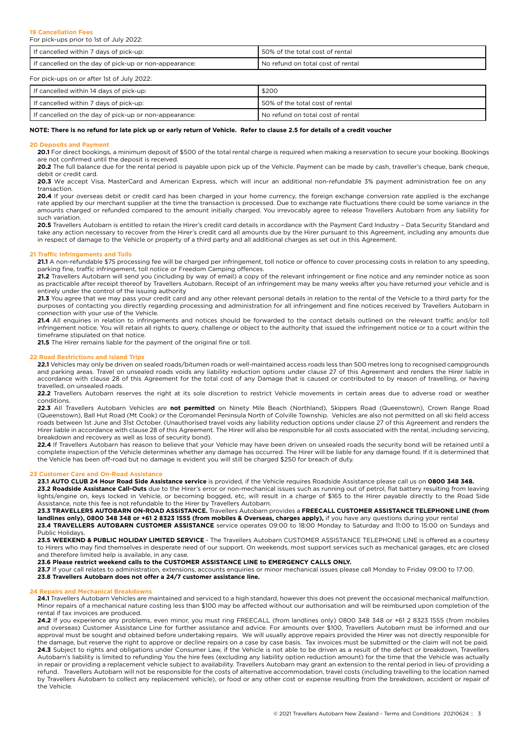## 19 Cancellation Fees

For pick-ups prior to 1st of July 2022:

| If cancelled within 7 days of pick-up: | 50% of the total cost of rental |
|---|---|
| If cancelled on the day of pick-up or non-appearance: | No refund on total cost of rental |

For pick-ups on or after 1st of July 2022:

| If cancelled within 14 days of pick-up: | $200 |
|---|---|
| If cancelled within 7 days of pick-up: | 50% of the total cost of rental |
| If cancelled on the day of pick-up or non-appearance: | No refund on total cost of rental |

**NOTE: There is no refund for late pick up or early return of Vehicle. Refer to clause 2.5 for details of a credit voucher**

## 20 Deposits and Payment

**20.1** For direct bookings, a minimum deposit of $500 of the total rental charge is required when making a reservation to secure your booking. Bookings are not confirmed until the deposit is received.

**20.2** The full balance due for the rental period is payable upon pick up of the Vehicle. Payment can be made by cash, traveller's cheque, bank cheque, debit or credit card.

**20.3** We accept Visa, MasterCard and American Express, which will incur an additional non-refundable 3% payment administration fee on any transaction.

**20.4** If your overseas debit or credit card has been charged in your home currency, the foreign exchange conversion rate applied is the exchange rate applied by our merchant supplier at the time the transaction is processed. Due to exchange rate fluctuations there could be some variance in the amounts charged or refunded compared to the amount initially charged. You irrevocably agree to release Travellers Autobarn from any liability for such variation.

**20.5** Travellers Autobarn is entitled to retain the Hirer's credit card details in accordance with the Payment Card Industry – Data Security Standard and take any action necessary to recover from the Hirer's credit card all amounts due by the Hirer pursuant to this Agreement, including any amounts due in respect of damage to the Vehicle or property of a third party and all additional charges as set out in this Agreement.

## 21 Traffic Infringements and Tolls

**21.1** A non-refundable $75 processing fee will be charged per infringement, toll notice or offence to cover processing costs in relation to any speeding, parking fine, traffic infringement, toll notice or Freedom Camping offences.

**21.2** Travellers Autobarn will send you (including by way of email) a copy of the relevant infringement or fine notice and any reminder notice as soon as practicable after receipt thereof by Travellers Autobarn. Receipt of an infringement may be many weeks after you have returned your vehicle and is entirely under the control of the issuing authority

**21.3** You agree that we may pass your credit card and any other relevant personal details in relation to the rental of the Vehicle to a third party for the purposes of contacting you directly regarding processing and administration for all infringement and fine notices received by Travellers Autobarn in connection with your use of the Vehicle.

**21.4** All enquiries in relation to infringements and notices should be forwarded to the contact details outlined on the relevant traffic and/or toll infringement notice. You will retain all rights to query, challenge or object to the authority that issued the infringement notice or to a court within the timeframe stipulated on that notice.

**21.5** The Hirer remains liable for the payment of the original fine or toll.

## 22 Road Restrictions and Island Trips

**22.1** Vehicles may only be driven on sealed roads/bitumen roads or well-maintained access roads less than 500 metres long to recognised campgrounds and parking areas. Travel on unsealed roads voids any liability reduction options under clause 27 of this Agreement and renders the Hirer liable in accordance with clause 28 of this Agreement for the total cost of any Damage that is caused or contributed to by reason of travelling, or having travelled, on unsealed roads.

**22.2** Travellers Autobarn reserves the right at its sole discretion to restrict Vehicle movements in certain areas due to adverse road or weather conditions.

**22.3** All Travellers Autobarn Vehicles are **not permitted** on Ninety Mile Beach (Northland), Skippers Road (Queenstown), Crown Range Road (Queenstown), Ball Hut Road (Mt Cook) or the Coromandel Peninsula North of Colville Township. Vehicles are also not permitted on all ski field access roads between 1st June and 31st October. (Unauthorised travel voids any liability reduction options under clause 27 of this Agreement and renders the Hirer liable in accordance with clause 28 of this Agreement. The Hirer will also be responsible for all costs associated with the rental, including servicing, breakdown and recovery as well as loss of security bond).

**22.4** If Travellers Autobarn has reason to believe that your Vehicle may have been driven on unsealed roads the security bond will be retained until a complete inspection of the Vehicle determines whether any damage has occurred. The Hirer will be liable for any damage found. If it is determined that the Vehicle has been off-road but no damage is evident you will still be charged $250 for breach of duty.

## 23 Customer Care and On-Road Assistance

**23.1 AUTO CLUB 24 Hour Road Side Assistance service** is provided, if the Vehicle requires Roadside Assistance please call us on **0800 348 348.**

**23.2 Roadside Assistance Call-Outs** due to the Hirer's error or non-mechanical issues such as running out of petrol, flat battery resulting from leaving lights/engine on, keys locked in Vehicle, or becoming bogged, etc, will result in a charge of $165 to the Hirer payable directly to the Road Side Assistance, note this fee is not refundable to the Hirer by Travellers Autobarn.

**23.3 TRAVELLERS AUTOBARN ON-ROAD ASSISTANCE.** Travellers Autobarn provides a **FREECALL CUSTOMER ASSISTANCE TELEPHONE LINE (from landlines only), 0800 348 348 or +61 2 8323 1555 (from mobiles & Overseas, charges apply),** if you have any questions during your rental

**23.4 TRAVELLERS AUTOBARN CUSTOMER ASSISTANCE** service operates 09:00 to 18:00 Monday to Saturday and 11:00 to 15:00 on Sundays and Public Holidays.

**23.5 WEEKEND & PUBLIC HOLIDAY LIMITED SERVICE** - The Travellers Autobarn CUSTOMER ASSISTANCE TELEPHONE LINE is offered as a courtesy to Hirers who may find themselves in desperate need of our support. On weekends, most support services such as mechanical garages, etc are closed and therefore limited help is available, in any case.

**23.6 Please restrict weekend calls to the CUSTOMER ASSISTANCE LINE to EMERGENCY CALLS ONLY.**

**23.7** If your call relates to administration, extensions, accounts enquiries or minor mechanical issues please call Monday to Friday 09:00 to 17:00.

**23.8 Travellers Autobarn does not offer a 24/7 customer assistance line.**

## 24 Repairs and Mechanical Breakdowns

**24.1** Travellers Autobarn Vehicles are maintained and serviced to a high standard, however this does not prevent the occasional mechanical malfunction. Minor repairs of a mechanical nature costing less than $100 may be affected without our authorisation and will be reimbursed upon completion of the rental if tax invoices are produced.

**24.2** If you experience any problems, even minor, you must ring FREECALL (from landlines only) 0800 348 348 or +61 2 8323 1555 (from mobiles and overseas) Customer Assistance Line for further assistance and advice. For amounts over $100, Travellers Autobarn must be informed and our approval must be sought and obtained before undertaking repairs. We will usually approve repairs provided the Hirer was not directly responsible for the damage, but reserve the right to approve or decline repairs on a case by case basis. Tax invoices must be submitted or the claim will not be paid.

**24.3** Subject to rights and obligations under Consumer Law, if the Vehicle is not able to be driven as a result of the defect or breakdown, Travellers Autobarn's liability is limited to refunding You the hire fees (excluding any liability option reduction amount) for the time that the Vehicle was actually in repair or providing a replacement vehicle subject to availability. Travellers Autobarn may grant an extension to the rental period in lieu of providing a refund. Travellers Autobarn will not be responsible for the costs of alternative accommodation, travel costs (including travelling to the location named by Travellers Autobarn to collect any replacement vehicle), or food or any other cost or expense resulting from the breakdown, accident or repair of the Vehicle.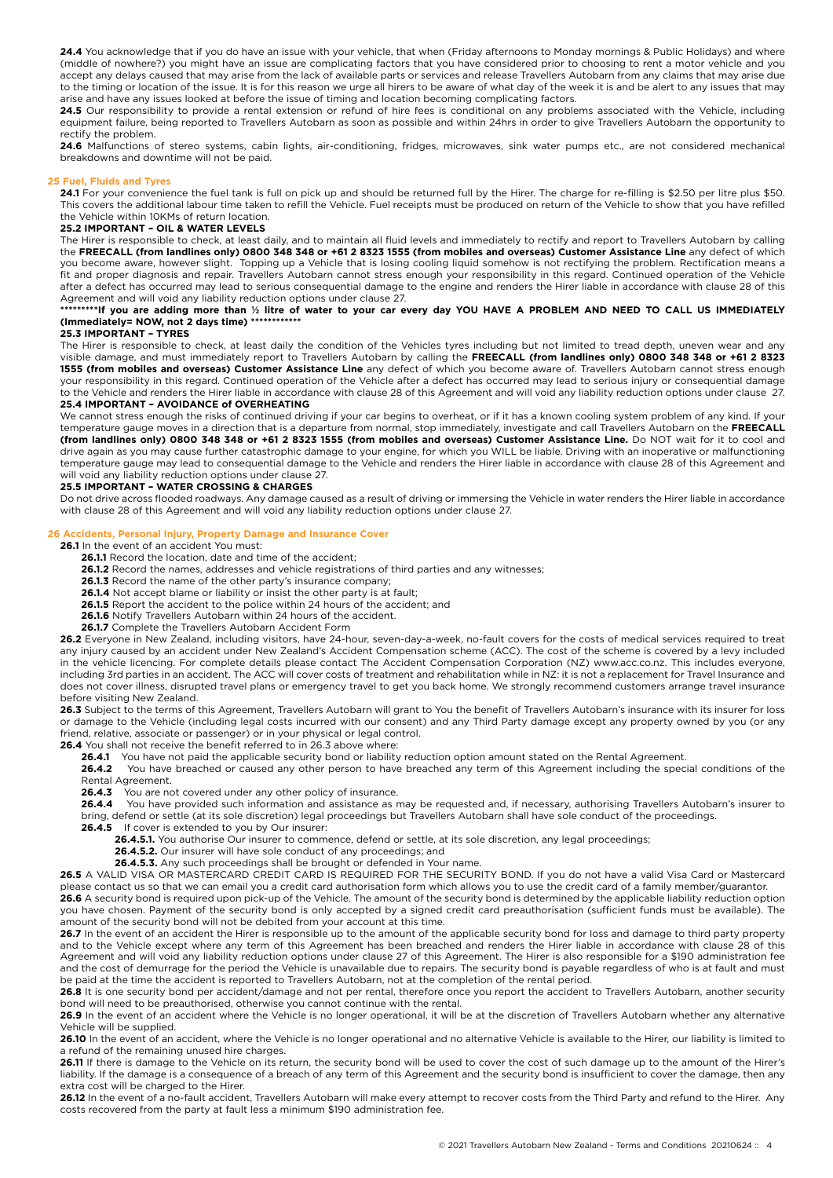**24.4** You acknowledge that if you do have an issue with your vehicle, that when (Friday afternoons to Monday mornings & Public Holidays) and where (middle of nowhere?) you might have an issue are complicating factors that you have considered prior to choosing to rent a motor vehicle and you accept any delays caused that may arise from the lack of available parts or services and release Travellers Autobarn from any claims that may arise due to the timing or location of the issue. It is for this reason we urge all hirers to be aware of what day of the week it is and be alert to any issues that may arise and have any issues looked at before the issue of timing and location becoming complicating factors.

**24.5** Our responsibility to provide a rental extension or refund of hire fees is conditional on any problems associated with the Vehicle, including equipment failure, being reported to Travellers Autobarn as soon as possible and within 24hrs in order to give Travellers Autobarn the opportunity to rectify the problem.

**24.6** Malfunctions of stereo systems, cabin lights, air-conditioning, fridges, microwaves, sink water pumps etc., are not considered mechanical breakdowns and downtime will not be paid.

## 25 Fuel, Fluids and Tyres

**24.1** For your convenience the fuel tank is full on pick up and should be returned full by the Hirer. The charge for re-filling is $2.50 per litre plus $50. This covers the additional labour time taken to refill the Vehicle. Fuel receipts must be produced on return of the Vehicle to show that you have refilled the Vehicle within 10KMs of return location.

**25.2 IMPORTANT – OIL & WATER LEVELS**

The Hirer is responsible to check, at least daily, and to maintain all fluid levels and immediately to rectify and report to Travellers Autobarn by calling the **FREECALL (from landlines only) 0800 348 348 or +61 2 8323 1555 (from mobiles and overseas) Customer Assistance Line** any defect of which you become aware, however slight. Topping up a Vehicle that is losing cooling liquid somehow is not rectifying the problem. Rectification means a fit and proper diagnosis and repair. Travellers Autobarn cannot stress enough your responsibility in this regard. Continued operation of the Vehicle after a defect has occurred may lead to serious consequential damage to the engine and renders the Hirer liable in accordance with clause 28 of this Agreement and will void any liability reduction options under clause 27.

**\*\*\*\*\*\*\*\*\*If you are adding more than ½ litre of water to your car every day YOU HAVE A PROBLEM AND NEED TO CALL US IMMEDIATELY (Immediately= NOW, not 2 days time) \*\*\*\*\*\*\*\*\*\*\*\***

**25.3 IMPORTANT – TYRES**

The Hirer is responsible to check, at least daily the condition of the Vehicles tyres including but not limited to tread depth, uneven wear and any visible damage, and must immediately report to Travellers Autobarn by calling the **FREECALL (from landlines only) 0800 348 348 or +61 2 8323 1555 (from mobiles and overseas) Customer Assistance Line** any defect of which you become aware of. Travellers Autobarn cannot stress enough your responsibility in this regard. Continued operation of the Vehicle after a defect has occurred may lead to serious injury or consequential damage to the Vehicle and renders the Hirer liable in accordance with clause 28 of this Agreement and will void any liability reduction options under clause 27.

**25.4 IMPORTANT – AVOIDANCE of OVERHEATING**

We cannot stress enough the risks of continued driving if your car begins to overheat, or if it has a known cooling system problem of any kind. If your temperature gauge moves in a direction that is a departure from normal, stop immediately, investigate and call Travellers Autobarn on the **FREECALL (from landlines only) 0800 348 348 or +61 2 8323 1555 (from mobiles and overseas) Customer Assistance Line.** Do NOT wait for it to cool and drive again as you may cause further catastrophic damage to your engine, for which you WILL be liable. Driving with an inoperative or malfunctioning temperature gauge may lead to consequential damage to the Vehicle and renders the Hirer liable in accordance with clause 28 of this Agreement and will void any liability reduction options under clause 27.

**25.5 IMPORTANT – WATER CROSSING & CHARGES**

Do not drive across flooded roadways. Any damage caused as a result of driving or immersing the Vehicle in water renders the Hirer liable in accordance with clause 28 of this Agreement and will void any liability reduction options under clause 27.

## 26 Accidents, Personal Injury, Property Damage and Insurance Cover

**26.1** In the event of an accident You must:

- **26.1.1** Record the location, date and time of the accident;
- **26.1.2** Record the names, addresses and vehicle registrations of third parties and any witnesses;
- **26.1.3** Record the name of the other party's insurance company;
- **26.1.4** Not accept blame or liability or insist the other party is at fault;
- **26.1.5** Report the accident to the police within 24 hours of the accident; and
- **26.1.6** Notify Travellers Autobarn within 24 hours of the accident.
- **26.1.7** Complete the Travellers Autobarn Accident Form

**26.2** Everyone in New Zealand, including visitors, have 24-hour, seven-day-a-week, no-fault covers for the costs of medical services required to treat any injury caused by an accident under New Zealand's Accident Compensation scheme (ACC). The cost of the scheme is covered by a levy included in the vehicle licencing. For complete details please contact The Accident Compensation Corporation (NZ) www.acc.co.nz. This includes everyone, including 3rd parties in an accident. The ACC will cover costs of treatment and rehabilitation while in NZ: it is not a replacement for Travel Insurance and does not cover illness, disrupted travel plans or emergency travel to get you back home. We strongly recommend customers arrange travel insurance before visiting New Zealand.

**26.3** Subject to the terms of this Agreement, Travellers Autobarn will grant to You the benefit of Travellers Autobarn's insurance with its insurer for loss or damage to the Vehicle (including legal costs incurred with our consent) and any Third Party damage except any property owned by you (or any friend, relative, associate or passenger) or in your physical or legal control.

**26.4** You shall not receive the benefit referred to in 26.3 above where:

- **26.4.1** You have not paid the applicable security bond or liability reduction option amount stated on the Rental Agreement.
- **26.4.2** You have breached or caused any other person to have breached any term of this Agreement including the special conditions of the Rental Agreement.
- **26.4.3** You are not covered under any other policy of insurance.
- **26.4.4** You have provided such information and assistance as may be requested and, if necessary, authorising Travellers Autobarn's insurer to bring, defend or settle (at its sole discretion) legal proceedings but Travellers Autobarn shall have sole conduct of the proceedings.
- **26.4.5** If cover is extended to you by Our insurer:
  - **26.4.5.1.** You authorise Our insurer to commence, defend or settle, at its sole discretion, any legal proceedings;
  - **26.4.5.2.** Our insurer will have sole conduct of any proceedings; and
  - **26.4.5.3.** Any such proceedings shall be brought or defended in Your name.

**26.5** A VALID VISA OR MASTERCARD CREDIT CARD IS REQUIRED FOR THE SECURITY BOND. If you do not have a valid Visa Card or Mastercard please contact us so that we can email you a credit card authorisation form which allows you to use the credit card of a family member/guarantor.

**26.6** A security bond is required upon pick-up of the Vehicle. The amount of the security bond is determined by the applicable liability reduction option you have chosen. Payment of the security bond is only accepted by a signed credit card preauthorisation (sufficient funds must be available). The amount of the security bond will not be debited from your account at this time.

**26.7** In the event of an accident the Hirer is responsible up to the amount of the applicable security bond for loss and damage to third party property and to the Vehicle except where any term of this Agreement has been breached and renders the Hirer liable in accordance with clause 28 of this Agreement and will void any liability reduction options under clause 27 of this Agreement. The Hirer is also responsible for a $190 administration fee and the cost of demurrage for the period the Vehicle is unavailable due to repairs. The security bond is payable regardless of who is at fault and must be paid at the time the accident is reported to Travellers Autobarn, not at the completion of the rental period.

**26.8** It is one security bond per accident/damage and not per rental, therefore once you report the accident to Travellers Autobarn, another security bond will need to be preauthorised, otherwise you cannot continue with the rental.

**26.9** In the event of an accident where the Vehicle is no longer operational, it will be at the discretion of Travellers Autobarn whether any alternative Vehicle will be supplied.

**26.10** In the event of an accident, where the Vehicle is no longer operational and no alternative Vehicle is available to the Hirer, our liability is limited to a refund of the remaining unused hire charges.

**26.11** If there is damage to the Vehicle on its return, the security bond will be used to cover the cost of such damage up to the amount of the Hirer's liability. If the damage is a consequence of a breach of any term of this Agreement and the security bond is insufficient to cover the damage, then any extra cost will be charged to the Hirer.

**26.12** In the event of a no-fault accident, Travellers Autobarn will make every attempt to recover costs from the Third Party and refund to the Hirer. Any costs recovered from the party at fault less a minimum $190 administration fee.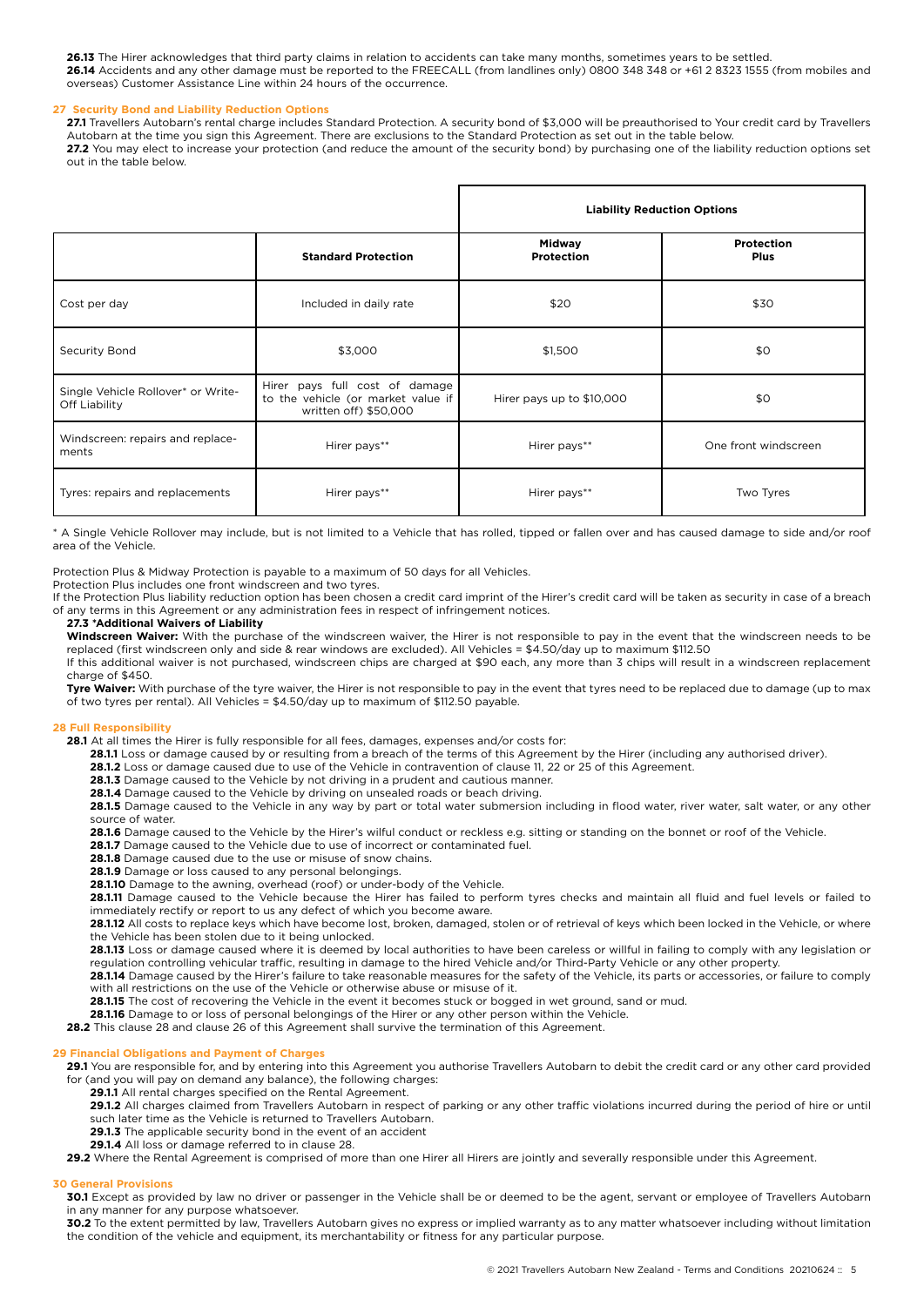**26.13** The Hirer acknowledges that third party claims in relation to accidents can take many months, sometimes years to be settled.

**26.14** Accidents and any other damage must be reported to the FREECALL (from landlines only) 0800 348 348 or +61 2 8323 1555 (from mobiles and overseas) Customer Assistance Line within 24 hours of the occurrence.

## 27 Security Bond and Liability Reduction Options

**27.1** Travellers Autobarn's rental charge includes Standard Protection. A security bond of $3,000 will be preauthorised to Your credit card by Travellers Autobarn at the time you sign this Agreement. There are exclusions to the Standard Protection as set out in the table below.

**27.2** You may elect to increase your protection (and reduce the amount of the security bond) by purchasing one of the liability reduction options set out in the table below.

| | | **Liability Reduction Options** | |
|---|---|---|---|
| | **Standard Protection** | **Midway Protection** | **Protection Plus** |
| Cost per day | Included in daily rate | $20 | $30 |
| Security Bond | $3,000 | $1,500 | $0 |
| Single Vehicle Rollover* or Write-Off Liability | Hirer pays full cost of damage to the vehicle (or market value if written off) $50,000 | Hirer pays up to $10,000 | $0 |
| Windscreen: repairs and replacements | Hirer pays** | Hirer pays** | One front windscreen |
| Tyres: repairs and replacements | Hirer pays** | Hirer pays** | Two Tyres |

* A Single Vehicle Rollover may include, but is not limited to a Vehicle that has rolled, tipped or fallen over and has caused damage to side and/or roof area of the Vehicle.

Protection Plus & Midway Protection is payable to a maximum of 50 days for all Vehicles.

Protection Plus includes one front windscreen and two tyres.

If the Protection Plus liability reduction option has been chosen a credit card imprint of the Hirer's credit card will be taken as security in case of a breach of any terms in this Agreement or any administration fees in respect of infringement notices.

**27.3 *Additional Waivers of Liability**

**Windscreen Waiver:** With the purchase of the windscreen waiver, the Hirer is not responsible to pay in the event that the windscreen needs to be replaced (first windscreen only and side & rear windows are excluded). All Vehicles = $4.50/day up to maximum $112.50

If this additional waiver is not purchased, windscreen chips are charged at $90 each, any more than 3 chips will result in a windscreen replacement charge of $450.

**Tyre Waiver:** With purchase of the tyre waiver, the Hirer is not responsible to pay in the event that tyres need to be replaced due to damage (up to max of two tyres per rental). All Vehicles = $4.50/day up to maximum of $112.50 payable.

## 28 Full Responsibility

**28.1** At all times the Hirer is fully responsible for all fees, damages, expenses and/or costs for:

**28.1.1** Loss or damage caused by or resulting from a breach of the terms of this Agreement by the Hirer (including any authorised driver).

**28.1.2** Loss or damage caused due to use of the Vehicle in contravention of clause 11, 22 or 25 of this Agreement.

**28.1.3** Damage caused to the Vehicle by not driving in a prudent and cautious manner.

**28.1.4** Damage caused to the Vehicle by driving on unsealed roads or beach driving.

**28.1.5** Damage caused to the Vehicle in any way by part or total water submersion including in flood water, river water, salt water, or any other source of water.

**28.1.6** Damage caused to the Vehicle by the Hirer's wilful conduct or reckless e.g. sitting or standing on the bonnet or roof of the Vehicle.

**28.1.7** Damage caused to the Vehicle due to use of incorrect or contaminated fuel.

**28.1.8** Damage caused due to the use or misuse of snow chains.

**28.1.9** Damage or loss caused to any personal belongings.

**28.1.10** Damage to the awning, overhead (roof) or under-body of the Vehicle.

**28.1.11** Damage caused to the Vehicle because the Hirer has failed to perform tyres checks and maintain all fluid and fuel levels or failed to immediately rectify or report to us any defect of which you become aware.

**28.1.12** All costs to replace keys which have become lost, broken, damaged, stolen or of retrieval of keys which been locked in the Vehicle, or where the Vehicle has been stolen due to it being unlocked.

**28.1.13** Loss or damage caused where it is deemed by local authorities to have been careless or willful in failing to comply with any legislation or regulation controlling vehicular traffic, resulting in damage to the hired Vehicle and/or Third-Party Vehicle or any other property.

**28.1.14** Damage caused by the Hirer's failure to take reasonable measures for the safety of the Vehicle, its parts or accessories, or failure to comply with all restrictions on the use of the Vehicle or otherwise abuse or misuse of it.

**28.1.15** The cost of recovering the Vehicle in the event it becomes stuck or bogged in wet ground, sand or mud.

**28.1.16** Damage to or loss of personal belongings of the Hirer or any other person within the Vehicle.

**28.2** This clause 28 and clause 26 of this Agreement shall survive the termination of this Agreement.

## 29 Financial Obligations and Payment of Charges

**29.1** You are responsible for, and by entering into this Agreement you authorise Travellers Autobarn to debit the credit card or any other card provided for (and you will pay on demand any balance), the following charges:

**29.1.1** All rental charges specified on the Rental Agreement.

**29.1.2** All charges claimed from Travellers Autobarn in respect of parking or any other traffic violations incurred during the period of hire or until such later time as the Vehicle is returned to Travellers Autobarn.

**29.1.3** The applicable security bond in the event of an accident

**29.1.4** All loss or damage referred to in clause 28.

**29.2** Where the Rental Agreement is comprised of more than one Hirer all Hirers are jointly and severally responsible under this Agreement.

## 30 General Provisions

**30.1** Except as provided by law no driver or passenger in the Vehicle shall be or deemed to be the agent, servant or employee of Travellers Autobarn in any manner for any purpose whatsoever.

**30.2** To the extent permitted by law, Travellers Autobarn gives no express or implied warranty as to any matter whatsoever including without limitation the condition of the vehicle and equipment, its merchantability or fitness for any particular purpose.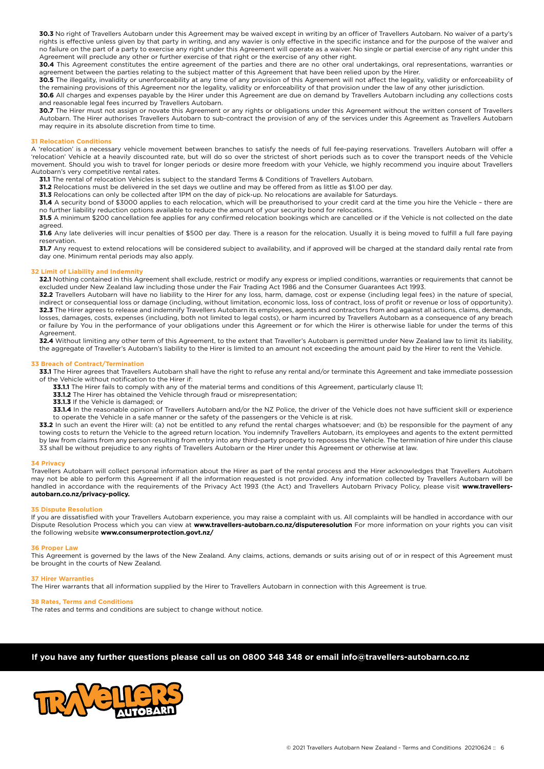**30.3** No right of Travellers Autobarn under this Agreement may be waived except in writing by an officer of Travellers Autobarn. No waiver of a party's rights is effective unless given by that party in writing, and any wavier is only effective in the specific instance and for the purpose of the waiver and no failure on the part of a party to exercise any right under this Agreement will operate as a waiver. No single or partial exercise of any right under this Agreement will preclude any other or further exercise of that right or the exercise of any other right.

**30.4** This Agreement constitutes the entire agreement of the parties and there are no other oral undertakings, oral representations, warranties or agreement between the parties relating to the subject matter of this Agreement that have been relied upon by the Hirer.

**30.5** The illegality, invalidity or unenforceability at any time of any provision of this Agreement will not affect the legality, validity or enforceability of the remaining provisions of this Agreement nor the legality, validity or enforceability of that provision under the law of any other jurisdiction.

**30.6** All charges and expenses payable by the Hirer under this Agreement are due on demand by Travellers Autobarn including any collections costs and reasonable legal fees incurred by Travellers Autobarn.

**30.7** The Hirer must not assign or novate this Agreement or any rights or obligations under this Agreement without the written consent of Travellers Autobarn. The Hirer authorises Travellers Autobarn to sub-contract the provision of any of the services under this Agreement as Travellers Autobarn may require in its absolute discretion from time to time.

### 31 Relocation Conditions

A 'relocation' is a necessary vehicle movement between branches to satisfy the needs of full fee-paying reservations. Travellers Autobarn will offer a 'relocation' Vehicle at a heavily discounted rate, but will do so over the strictest of short periods such as to cover the transport needs of the Vehicle movement. Should you wish to travel for longer periods or desire more freedom with your Vehicle, we highly recommend you inquire about Travellers Autobarn's very competitive rental rates.

**31.1** The rental of relocation Vehicles is subject to the standard Terms & Conditions of Travellers Autobarn.

**31.2** Relocations must be delivered in the set days we outline and may be offered from as little as $1.00 per day.

**31.3** Relocations can only be collected after 1PM on the day of pick-up. No relocations are available for Saturdays.

**31.4** A security bond of $3000 applies to each relocation, which will be preauthorised to your credit card at the time you hire the Vehicle – there are no further liability reduction options available to reduce the amount of your security bond for relocations.

**31.5** A minimum $200 cancellation fee applies for any confirmed relocation bookings which are cancelled or if the Vehicle is not collected on the date agreed.

**31.6** Any late deliveries will incur penalties of $500 per day. There is a reason for the relocation. Usually it is being moved to fulfill a full fare paying reservation.

**31.7** Any request to extend relocations will be considered subject to availability, and if approved will be charged at the standard daily rental rate from day one. Minimum rental periods may also apply.

### 32 Limit of Liability and Indemnity

**32.1** Nothing contained in this Agreement shall exclude, restrict or modify any express or implied conditions, warranties or requirements that cannot be excluded under New Zealand law including those under the Fair Trading Act 1986 and the Consumer Guarantees Act 1993.

**32.2** Travellers Autobarn will have no liability to the Hirer for any loss, harm, damage, cost or expense (including legal fees) in the nature of special, indirect or consequential loss or damage (including, without limitation, economic loss, loss of contract, loss of profit or revenue or loss of opportunity).

**32.3** The Hirer agrees to release and indemnify Travellers Autobarn its employees, agents and contractors from and against all actions, claims, demands, losses, damages, costs, expenses (including, both not limited to legal costs), or harm incurred by Travellers Autobarn as a consequence of any breach or failure by You in the performance of your obligations under this Agreement or for which the Hirer is otherwise liable for under the terms of this Agreement.

**32.4** Without limiting any other term of this Agreement, to the extent that Traveller's Autobarn is permitted under New Zealand law to limit its liability, the aggregate of Traveller's Autobarn's liability to the Hirer is limited to an amount not exceeding the amount paid by the Hirer to rent the Vehicle.

### 33 Breach of Contract/Termination

**33.1** The Hirer agrees that Travellers Autobarn shall have the right to refuse any rental and/or terminate this Agreement and take immediate possession of the Vehicle without notification to the Hirer if:

**33.1.1** The Hirer fails to comply with any of the material terms and conditions of this Agreement, particularly clause 11;

**33.1.2** The Hirer has obtained the Vehicle through fraud or misrepresentation;

**33.1.3** If the Vehicle is damaged; or

**33.1.4** In the reasonable opinion of Travellers Autobarn and/or the NZ Police, the driver of the Vehicle does not have sufficient skill or experience to operate the Vehicle in a safe manner or the safety of the passengers or the Vehicle is at risk.

**33.2** In such an event the Hirer will: (a) not be entitled to any refund the rental charges whatsoever; and (b) be responsible for the payment of any towing costs to return the Vehicle to the agreed return location. You indemnify Travellers Autobarn, its employees and agents to the extent permitted by law from claims from any person resulting from entry into any third-party property to repossess the Vehicle. The termination of hire under this clause 33 shall be without prejudice to any rights of Travellers Autobarn or the Hirer under this Agreement or otherwise at law.

### 34 Privacy

Travellers Autobarn will collect personal information about the Hirer as part of the rental process and the Hirer acknowledges that Travellers Autobarn may not be able to perform this Agreement if all the information requested is not provided. Any information collected by Travellers Autobarn will be handled in accordance with the requirements of the Privacy Act 1993 (the Act) and Travellers Autobarn Privacy Policy, please visit **www.travellers-autobarn.co.nz/privacy-policy.**

### 35 Dispute Resolution

If you are dissatisfied with your Travellers Autobarn experience, you may raise a complaint with us. All complaints will be handled in accordance with our Dispute Resolution Process which you can view at **www.travellers-autobarn.co.nz/disputeresolution** For more information on your rights you can visit the following website **www.consumerprotection.govt.nz/**

### 36 Proper Law

This Agreement is governed by the laws of the New Zealand. Any claims, actions, demands or suits arising out of or in respect of this Agreement must be brought in the courts of New Zealand.

### 37 Hirer Warranties

The Hirer warrants that all information supplied by the Hirer to Travellers Autobarn in connection with this Agreement is true.

### 38 Rates, Terms and Conditions

The rates and terms and conditions are subject to change without notice.

**If you have any further questions please call us on 0800 348 348 or email info@travellers-autobarn.co.nz**

© 2021 Travellers Autobarn New Zealand - Terms and Conditions 20210624